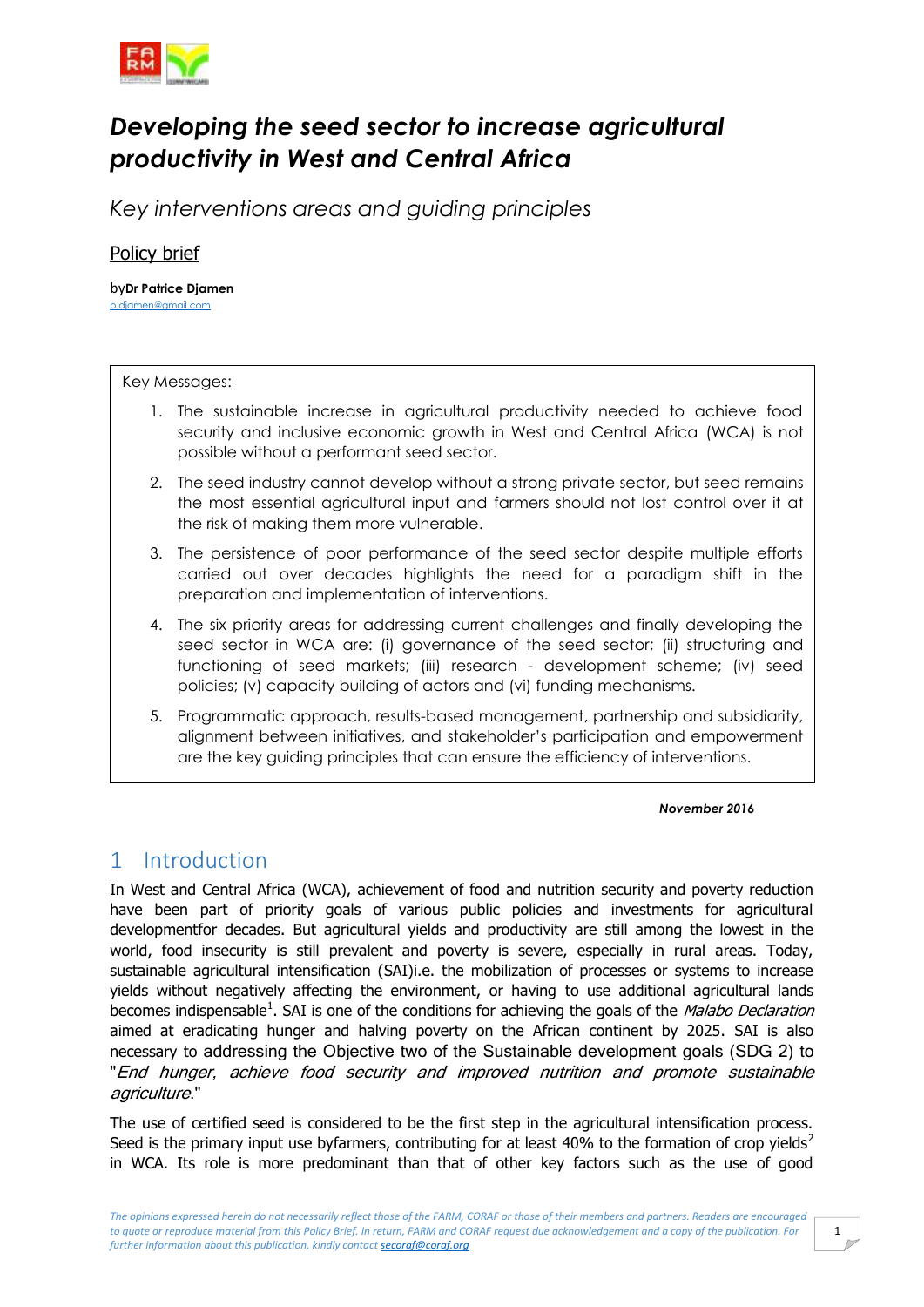# *Developing the seed sector to increase agricultural productivity in West and Central Africa*

*Key interventions areas and guiding principles*

Policy brief

by**Dr Patrice Djamen**
p.djamen@gmail.com

Key Messages:

1. The sustainable increase in agricultural productivity needed to achieve food security and inclusive economic growth in West and Central Africa (WCA) is not possible without a performant seed sector.
2. The seed industry cannot develop without a strong private sector, but seed remains the most essential agricultural input and farmers should not lost control over it at the risk of making them more vulnerable.
3. The persistence of poor performance of the seed sector despite multiple efforts carried out over decades highlights the need for a paradigm shift in the preparation and implementation of interventions.
4. The six priority areas for addressing current challenges and finally developing the seed sector in WCA are: (i) governance of the seed sector; (ii) structuring and functioning of seed markets; (iii) research - development scheme; (iv) seed policies; (v) capacity building of actors and (vi) funding mechanisms.
5. Programmatic approach, results-based management, partnership and subsidiarity, alignment between initiatives, and stakeholder's participation and empowerment are the key guiding principles that can ensure the efficiency of interventions.

***November 2016***

## 1 Introduction

In West and Central Africa (WCA), achievement of food and nutrition security and poverty reduction have been part of priority goals of various public policies and investments for agricultural developmentfor decades. But agricultural yields and productivity are still among the lowest in the world, food insecurity is still prevalent and poverty is severe, especially in rural areas. Today, sustainable agricultural intensification (SAI)i.e. the mobilization of processes or systems to increase yields without negatively affecting the environment, or having to use additional agricultural lands becomes indispensable[1]. SAI is one of the conditions for achieving the goals of the *Malabo Declaration* aimed at eradicating hunger and halving poverty on the African continent by 2025. SAI is also necessary to addressing the Objective two of the Sustainable development goals (SDG 2) to "*End hunger, achieve food security and improved nutrition and promote sustainable agriculture*."

The use of certified seed is considered to be the first step in the agricultural intensification process. Seed is the primary input use byfarmers, contributing for at least 40% to the formation of crop yields[2] in WCA. Its role is more predominant than that of other key factors such as the use of good

*The opinions expressed herein do not necessarily reflect those of the FARM, CORAF or those of their members and partners. Readers are encouraged to quote or reproduce material from this Policy Brief. In return, FARM and CORAF request due acknowledgement and a copy of the publication. For further information about this publication, kindly contact secoraf@coraf.org*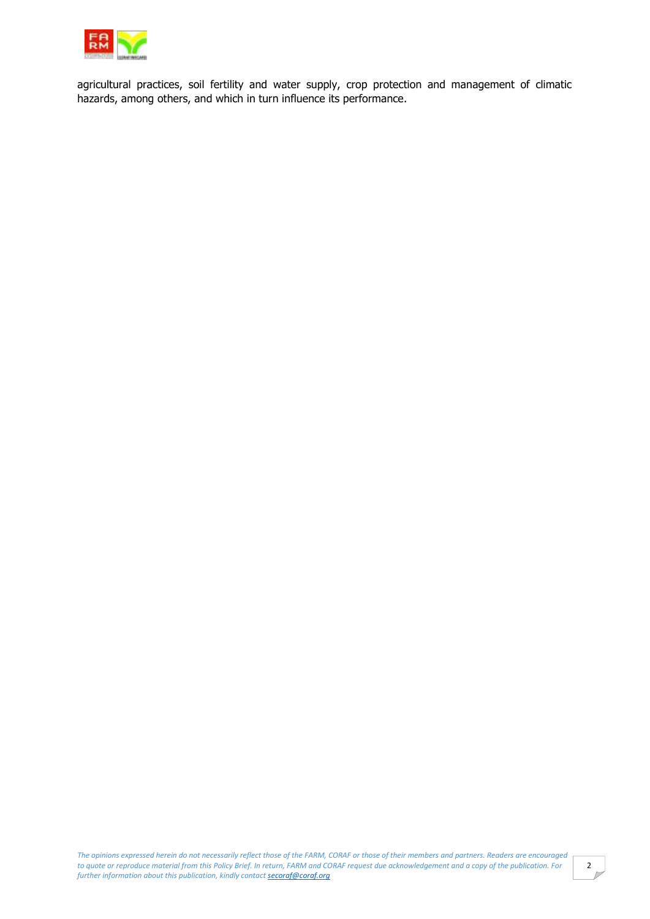agricultural practices, soil fertility and water supply, crop protection and management of climatic hazards, among others, and which in turn influence its performance.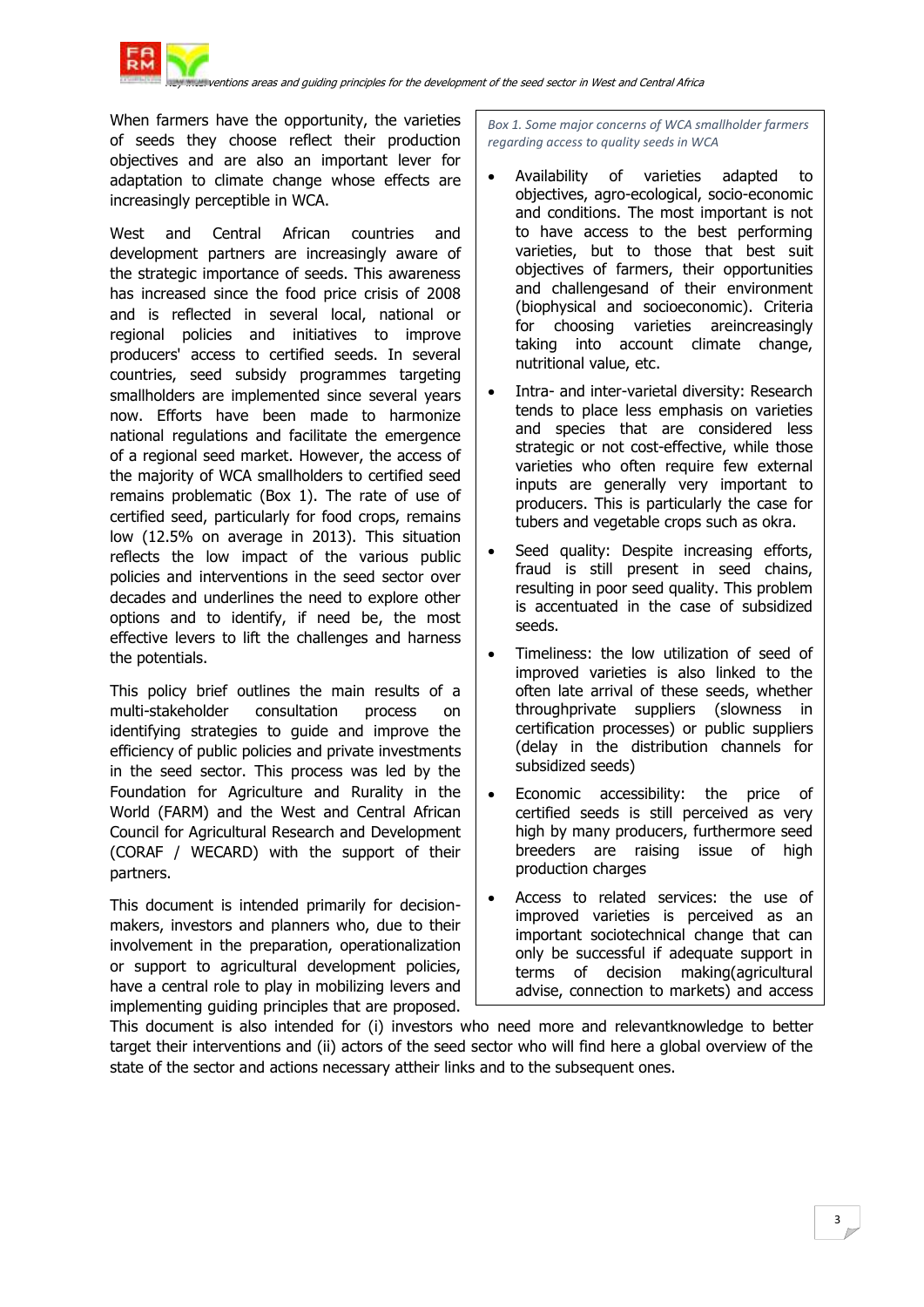When farmers have the opportunity, the varieties of seeds they choose reflect their production objectives and are also an important lever for adaptation to climate change whose effects are increasingly perceptible in WCA.

West and Central African countries and development partners are increasingly aware of the strategic importance of seeds. This awareness has increased since the food price crisis of 2008 and is reflected in several local, national or regional policies and initiatives to improve producers' access to certified seeds. In several countries, seed subsidy programmes targeting smallholders are implemented since several years now. Efforts have been made to harmonize national regulations and facilitate the emergence of a regional seed market. However, the access of the majority of WCA smallholders to certified seed remains problematic (Box 1). The rate of use of certified seed, particularly for food crops, remains low (12.5% on average in 2013). This situation reflects the low impact of the various public policies and interventions in the seed sector over decades and underlines the need to explore other options and to identify, if need be, the most effective levers to lift the challenges and harness the potentials.

This policy brief outlines the main results of a multi-stakeholder consultation process on identifying strategies to guide and improve the efficiency of public policies and private investments in the seed sector. This process was led by the Foundation for Agriculture and Rurality in the World (FARM) and the West and Central African Council for Agricultural Research and Development (CORAF / WECARD) with the support of their partners.

This document is intended primarily for decision-makers, investors and planners who, due to their involvement in the preparation, operationalization or support to agricultural development policies, have a central role to play in mobilizing levers and implementing guiding principles that are proposed. This document is also intended for (i) investors who need more and relevantknowledge to better target their interventions and (ii) actors of the seed sector who will find here a global overview of the state of the sector and actions necessary attheir links and to the subsequent ones.

*Box 1. Some major concerns of WCA smallholder farmers regarding access to quality seeds in WCA*

- Availability of varieties adapted to objectives, agro-ecological, socio-economic and conditions. The most important is not to have access to the best performing varieties, but to those that best suit objectives of farmers, their opportunities and challengesand of their environment (biophysical and socioeconomic). Criteria for choosing varieties areincreasingly taking into account climate change, nutritional value, etc.
- Intra- and inter-varietal diversity: Research tends to place less emphasis on varieties and species that are considered less strategic or not cost-effective, while those varieties who often require few external inputs are generally very important to producers. This is particularly the case for tubers and vegetable crops such as okra.
- Seed quality: Despite increasing efforts, fraud is still present in seed chains, resulting in poor seed quality. This problem is accentuated in the case of subsidized seeds.
- Timeliness: the low utilization of seed of improved varieties is also linked to the often late arrival of these seeds, whether throughprivate suppliers (slowness in certification processes) or public suppliers (delay in the distribution channels for subsidized seeds)
- Economic accessibility: the price of certified seeds is still perceived as very high by many producers, furthermore seed breeders are raising issue of high production charges
- Access to related services: the use of improved varieties is perceived as an important sociotechnical change that can only be successful if adequate support in terms of decision making(agricultural advise, connection to markets) and access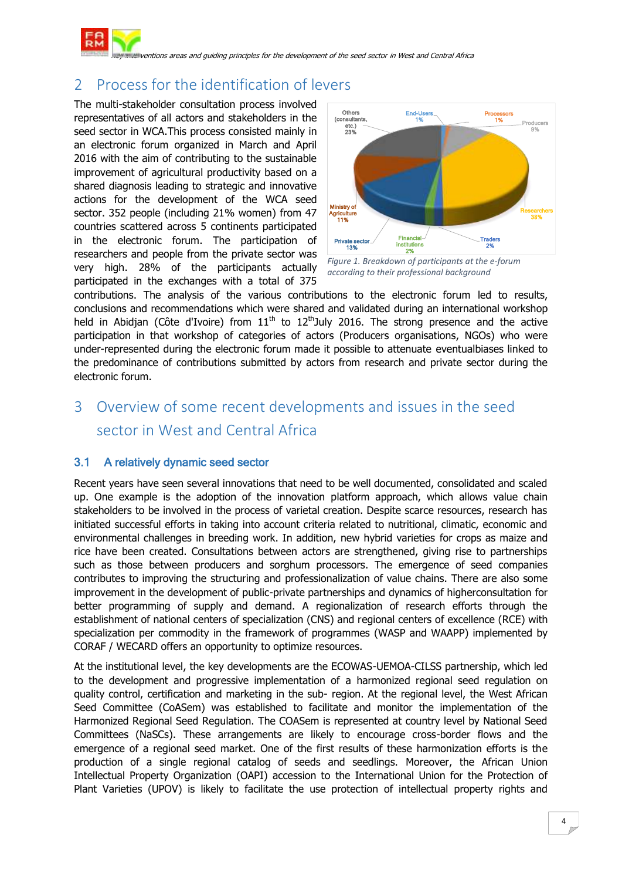## 2 Process for the identification of levers

The multi-stakeholder consultation process involved representatives of all actors and stakeholders in the seed sector in WCA.This process consisted mainly in an electronic forum organized in March and April 2016 with the aim of contributing to the sustainable improvement of agricultural productivity based on a shared diagnosis leading to strategic and innovative actions for the development of the WCA seed sector. 352 people (including 21% women) from 47 countries scattered across 5 continents participated in the electronic forum. The participation of researchers and people from the private sector was very high. 28% of the participants actually participated in the exchanges with a total of 375 contributions. The analysis of the various contributions to the electronic forum led to results, conclusions and recommendations which were shared and validated during an international workshop held in Abidjan (Côte d'Ivoire) from 11th to 12thJuly 2016. The strong presence and the active participation in that workshop of categories of actors (Producers organisations, NGOs) who were under-represented during the electronic forum made it possible to attenuate eventualbiases linked to the predominance of contributions submitted by actors from research and private sector during the electronic forum.

*Figure 1. Breakdown of participants at the e-forum according to their professional background*

## 3 Overview of some recent developments and issues in the seed sector in West and Central Africa

### 3.1 A relatively dynamic seed sector

Recent years have seen several innovations that need to be well documented, consolidated and scaled up. One example is the adoption of the innovation platform approach, which allows value chain stakeholders to be involved in the process of varietal creation. Despite scarce resources, research has initiated successful efforts in taking into account criteria related to nutritional, climatic, economic and environmental challenges in breeding work. In addition, new hybrid varieties for crops as maize and rice have been created. Consultations between actors are strengthened, giving rise to partnerships such as those between producers and sorghum processors. The emergence of seed companies contributes to improving the structuring and professionalization of value chains. There are also some improvement in the development of public-private partnerships and dynamics of higherconsultation for better programming of supply and demand. A regionalization of research efforts through the establishment of national centers of specialization (CNS) and regional centers of excellence (RCE) with specialization per commodity in the framework of programmes (WASP and WAAPP) implemented by CORAF / WECARD offers an opportunity to optimize resources.

At the institutional level, the key developments are the ECOWAS-UEMOA-CILSS partnership, which led to the development and progressive implementation of a harmonized regional seed regulation on quality control, certification and marketing in the sub- region. At the regional level, the West African Seed Committee (CoASem) was established to facilitate and monitor the implementation of the Harmonized Regional Seed Regulation. The COASem is represented at country level by National Seed Committees (NaSCs). These arrangements are likely to encourage cross-border flows and the emergence of a regional seed market. One of the first results of these harmonization efforts is the production of a single regional catalog of seeds and seedlings. Moreover, the African Union Intellectual Property Organization (OAPI) accession to the International Union for the Protection of Plant Varieties (UPOV) is likely to facilitate the use protection of intellectual property rights and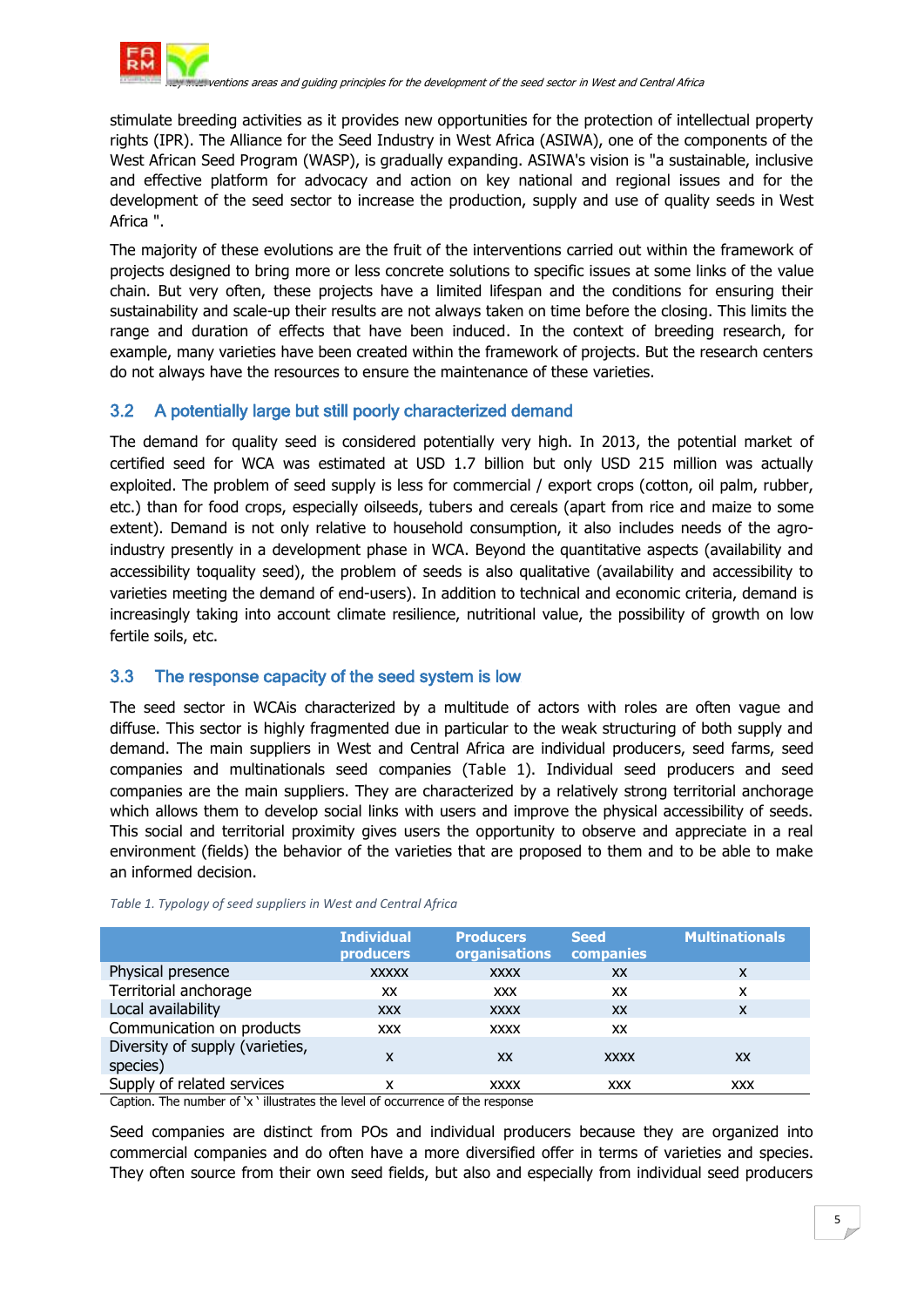stimulate breeding activities as it provides new opportunities for the protection of intellectual property rights (IPR). The Alliance for the Seed Industry in West Africa (ASIWA), one of the components of the West African Seed Program (WASP), is gradually expanding. ASIWA's vision is "a sustainable, inclusive and effective platform for advocacy and action on key national and regional issues and for the development of the seed sector to increase the production, supply and use of quality seeds in West Africa ".

The majority of these evolutions are the fruit of the interventions carried out within the framework of projects designed to bring more or less concrete solutions to specific issues at some links of the value chain. But very often, these projects have a limited lifespan and the conditions for ensuring their sustainability and scale-up their results are not always taken on time before the closing. This limits the range and duration of effects that have been induced. In the context of breeding research, for example, many varieties have been created within the framework of projects. But the research centers do not always have the resources to ensure the maintenance of these varieties.

## 3.2 A potentially large but still poorly characterized demand

The demand for quality seed is considered potentially very high. In 2013, the potential market of certified seed for WCA was estimated at USD 1.7 billion but only USD 215 million was actually exploited. The problem of seed supply is less for commercial / export crops (cotton, oil palm, rubber, etc.) than for food crops, especially oilseeds, tubers and cereals (apart from rice and maize to some extent). Demand is not only relative to household consumption, it also includes needs of the agro-industry presently in a development phase in WCA. Beyond the quantitative aspects (availability and accessibility toquality seed), the problem of seeds is also qualitative (availability and accessibility to varieties meeting the demand of end-users). In addition to technical and economic criteria, demand is increasingly taking into account climate resilience, nutritional value, the possibility of growth on low fertile soils, etc.

## 3.3 The response capacity of the seed system is low

The seed sector in WCAis characterized by a multitude of actors with roles are often vague and diffuse. This sector is highly fragmented due in particular to the weak structuring of both supply and demand. The main suppliers in West and Central Africa are individual producers, seed farms, seed companies and multinationals seed companies (Table 1). Individual seed producers and seed companies are the main suppliers. They are characterized by a relatively strong territorial anchorage which allows them to develop social links with users and improve the physical accessibility of seeds. This social and territorial proximity gives users the opportunity to observe and appreciate in a real environment (fields) the behavior of the varieties that are proposed to them and to be able to make an informed decision.

*Table 1. Typology of seed suppliers in West and Central Africa*

| | Individual producers | Producers organisations | Seed companies | Multinationals |
|---|---|---|---|---|
| Physical presence | xxxxx | xxxx | xx | x |
| Territorial anchorage | xx | xxx | xx | x |
| Local availability | xxx | xxxx | xx | x |
| Communication on products | xxx | xxxx | xx | |
| Diversity of supply (varieties, species) | x | xx | xxxx | xx |
| Supply of related services | x | xxxx | xxx | xxx |

Caption. The number of 'x ' illustrates the level of occurrence of the response

Seed companies are distinct from POs and individual producers because they are organized into commercial companies and do often have a more diversified offer in terms of varieties and species. They often source from their own seed fields, but also and especially from individual seed producers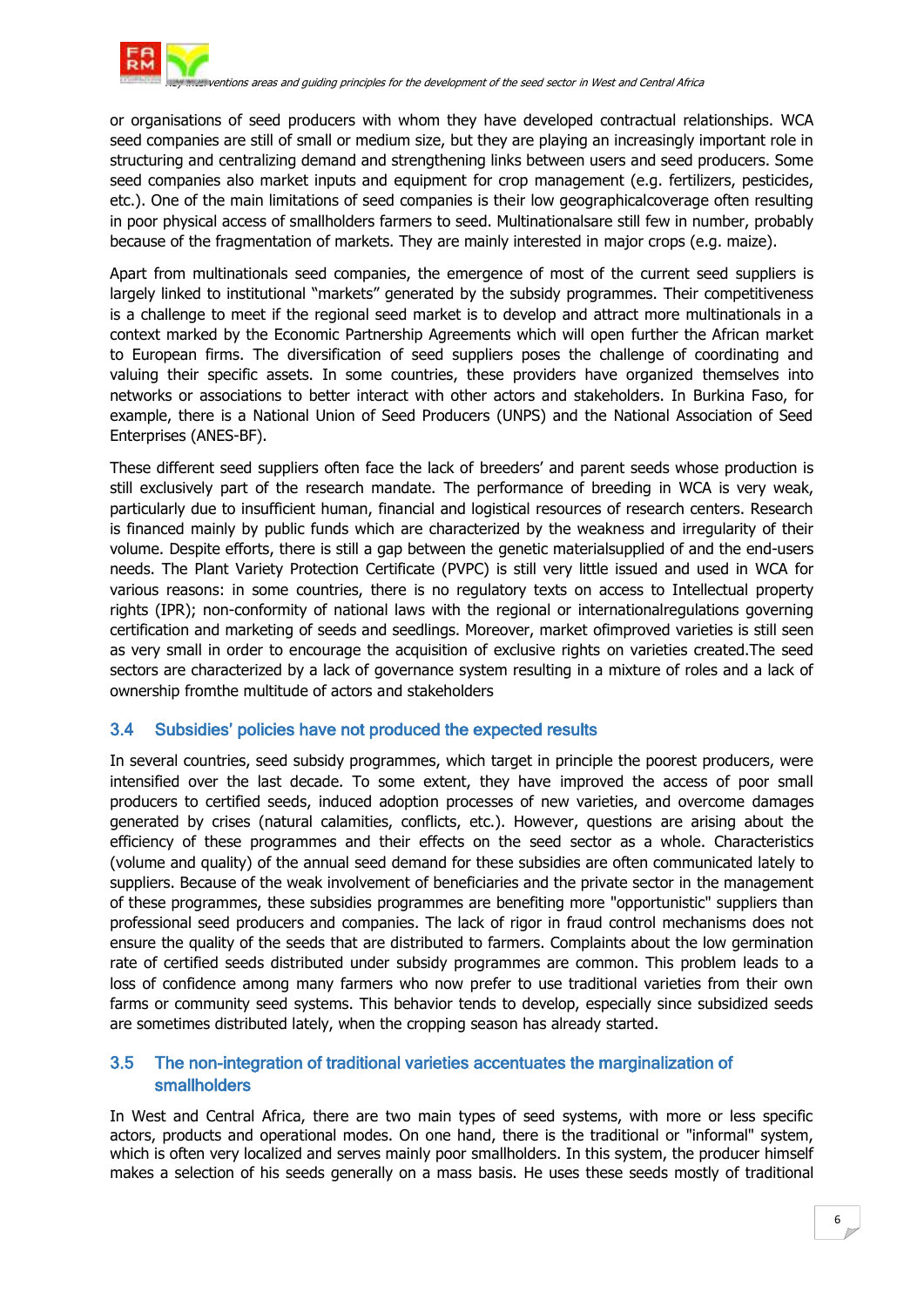or organisations of seed producers with whom they have developed contractual relationships. WCA seed companies are still of small or medium size, but they are playing an increasingly important role in structuring and centralizing demand and strengthening links between users and seed producers. Some seed companies also market inputs and equipment for crop management (e.g. fertilizers, pesticides, etc.). One of the main limitations of seed companies is their low geographicalcoverage often resulting in poor physical access of smallholders farmers to seed. Multinationalsare still few in number, probably because of the fragmentation of markets. They are mainly interested in major crops (e.g. maize).

Apart from multinationals seed companies, the emergence of most of the current seed suppliers is largely linked to institutional "markets" generated by the subsidy programmes. Their competitiveness is a challenge to meet if the regional seed market is to develop and attract more multinationals in a context marked by the Economic Partnership Agreements which will open further the African market to European firms. The diversification of seed suppliers poses the challenge of coordinating and valuing their specific assets. In some countries, these providers have organized themselves into networks or associations to better interact with other actors and stakeholders. In Burkina Faso, for example, there is a National Union of Seed Producers (UNPS) and the National Association of Seed Enterprises (ANES-BF).

These different seed suppliers often face the lack of breeders' and parent seeds whose production is still exclusively part of the research mandate. The performance of breeding in WCA is very weak, particularly due to insufficient human, financial and logistical resources of research centers. Research is financed mainly by public funds which are characterized by the weakness and irregularity of their volume. Despite efforts, there is still a gap between the genetic materialsupplied of and the end-users needs. The Plant Variety Protection Certificate (PVPC) is still very little issued and used in WCA for various reasons: in some countries, there is no regulatory texts on access to Intellectual property rights (IPR); non-conformity of national laws with the regional or internationalregulations governing certification and marketing of seeds and seedlings. Moreover, market ofimproved varieties is still seen as very small in order to encourage the acquisition of exclusive rights on varieties created.The seed sectors are characterized by a lack of governance system resulting in a mixture of roles and a lack of ownership fromthe multitude of actors and stakeholders

### 3.4 Subsidies' policies have not produced the expected results

In several countries, seed subsidy programmes, which target in principle the poorest producers, were intensified over the last decade. To some extent, they have improved the access of poor small producers to certified seeds, induced adoption processes of new varieties, and overcome damages generated by crises (natural calamities, conflicts, etc.). However, questions are arising about the efficiency of these programmes and their effects on the seed sector as a whole. Characteristics (volume and quality) of the annual seed demand for these subsidies are often communicated lately to suppliers. Because of the weak involvement of beneficiaries and the private sector in the management of these programmes, these subsidies programmes are benefiting more "opportunistic" suppliers than professional seed producers and companies. The lack of rigor in fraud control mechanisms does not ensure the quality of the seeds that are distributed to farmers. Complaints about the low germination rate of certified seeds distributed under subsidy programmes are common. This problem leads to a loss of confidence among many farmers who now prefer to use traditional varieties from their own farms or community seed systems. This behavior tends to develop, especially since subsidized seeds are sometimes distributed lately, when the cropping season has already started.

### 3.5 The non-integration of traditional varieties accentuates the marginalization of smallholders

In West and Central Africa, there are two main types of seed systems, with more or less specific actors, products and operational modes. On one hand, there is the traditional or "informal" system, which is often very localized and serves mainly poor smallholders. In this system, the producer himself makes a selection of his seeds generally on a mass basis. He uses these seeds mostly of traditional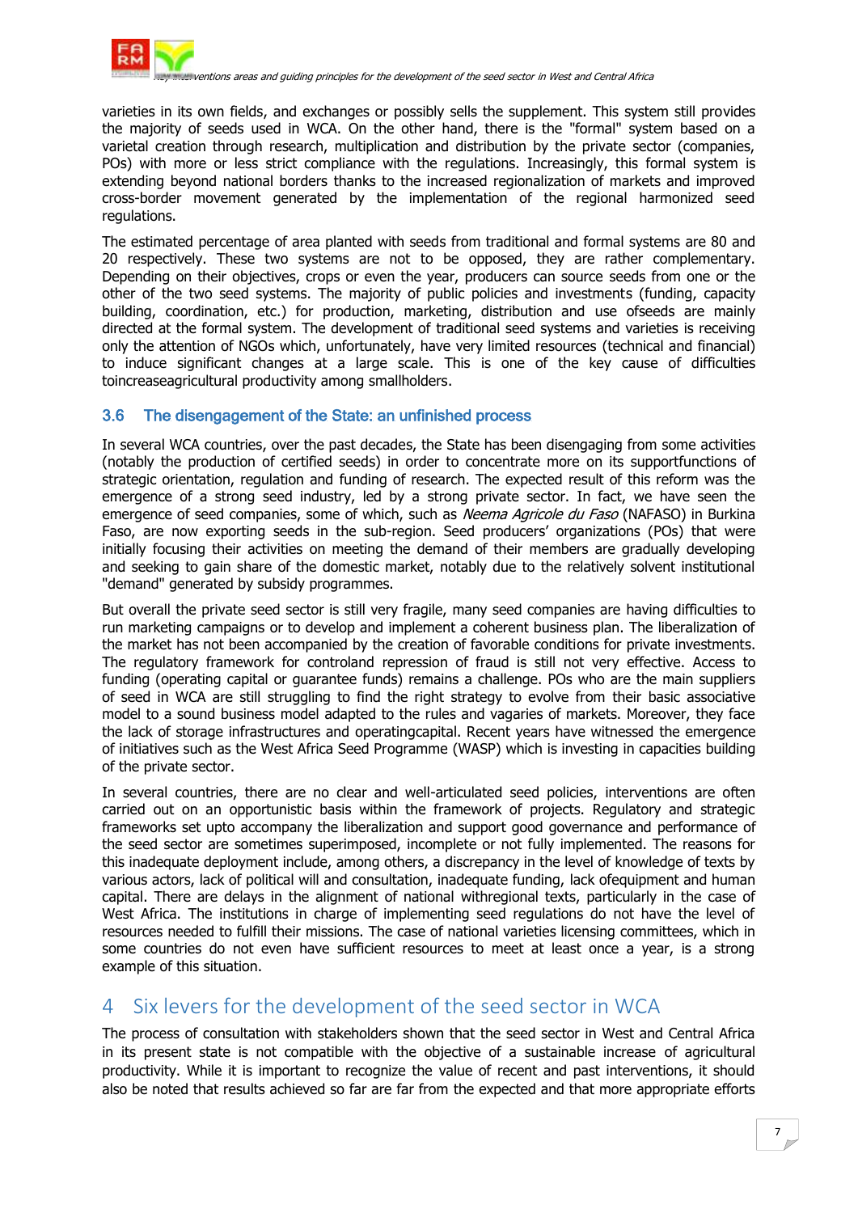varieties in its own fields, and exchanges or possibly sells the supplement. This system still provides the majority of seeds used in WCA. On the other hand, there is the "formal" system based on a varietal creation through research, multiplication and distribution by the private sector (companies, POs) with more or less strict compliance with the regulations. Increasingly, this formal system is extending beyond national borders thanks to the increased regionalization of markets and improved cross-border movement generated by the implementation of the regional harmonized seed regulations.

The estimated percentage of area planted with seeds from traditional and formal systems are 80 and 20 respectively. These two systems are not to be opposed, they are rather complementary. Depending on their objectives, crops or even the year, producers can source seeds from one or the other of the two seed systems. The majority of public policies and investments (funding, capacity building, coordination, etc.) for production, marketing, distribution and use ofseeds are mainly directed at the formal system. The development of traditional seed systems and varieties is receiving only the attention of NGOs which, unfortunately, have very limited resources (technical and financial) to induce significant changes at a large scale. This is one of the key cause of difficulties toincreaseagricultural productivity among smallholders.

### 3.6 The disengagement of the State: an unfinished process

In several WCA countries, over the past decades, the State has been disengaging from some activities (notably the production of certified seeds) in order to concentrate more on its supportfunctions of strategic orientation, regulation and funding of research. The expected result of this reform was the emergence of a strong seed industry, led by a strong private sector. In fact, we have seen the emergence of seed companies, some of which, such as *Neema Agricole du Faso* (NAFASO) in Burkina Faso, are now exporting seeds in the sub-region. Seed producers' organizations (POs) that were initially focusing their activities on meeting the demand of their members are gradually developing and seeking to gain share of the domestic market, notably due to the relatively solvent institutional "demand" generated by subsidy programmes.

But overall the private seed sector is still very fragile, many seed companies are having difficulties to run marketing campaigns or to develop and implement a coherent business plan. The liberalization of the market has not been accompanied by the creation of favorable conditions for private investments. The regulatory framework for controland repression of fraud is still not very effective. Access to funding (operating capital or guarantee funds) remains a challenge. POs who are the main suppliers of seed in WCA are still struggling to find the right strategy to evolve from their basic associative model to a sound business model adapted to the rules and vagaries of markets. Moreover, they face the lack of storage infrastructures and operatingcapital. Recent years have witnessed the emergence of initiatives such as the West Africa Seed Programme (WASP) which is investing in capacities building of the private sector.

In several countries, there are no clear and well-articulated seed policies, interventions are often carried out on an opportunistic basis within the framework of projects. Regulatory and strategic frameworks set upto accompany the liberalization and support good governance and performance of the seed sector are sometimes superimposed, incomplete or not fully implemented. The reasons for this inadequate deployment include, among others, a discrepancy in the level of knowledge of texts by various actors, lack of political will and consultation, inadequate funding, lack ofequipment and human capital. There are delays in the alignment of national withregional texts, particularly in the case of West Africa. The institutions in charge of implementing seed regulations do not have the level of resources needed to fulfill their missions. The case of national varieties licensing committees, which in some countries do not even have sufficient resources to meet at least once a year, is a strong example of this situation.

# 4 Six levers for the development of the seed sector in WCA

The process of consultation with stakeholders shown that the seed sector in West and Central Africa in its present state is not compatible with the objective of a sustainable increase of agricultural productivity. While it is important to recognize the value of recent and past interventions, it should also be noted that results achieved so far are far from the expected and that more appropriate efforts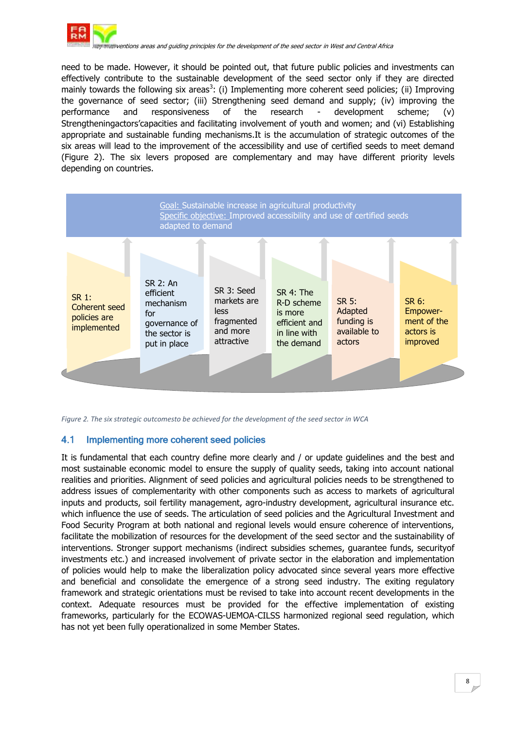need to be made. However, it should be pointed out, that future public policies and investments can effectively contribute to the sustainable development of the seed sector only if they are directed mainly towards the following six areas[3]: (i) Implementing more coherent seed policies; (ii) Improving the governance of seed sector; (iii) Strengthening seed demand and supply; (iv) improving the performance and responsiveness of the research - development scheme; (v) Strengtheningactors'capacities and facilitating involvement of youth and women; and (vi) Establishing appropriate and sustainable funding mechanisms.It is the accumulation of strategic outcomes of the six areas will lead to the improvement of the accessibility and use of certified seeds to meet demand (Figure 2). The six levers proposed are complementary and may have different priority levels depending on countries.

Goal: Sustainable increase in agricultural productivity
Specific objective: Improved accessibility and use of certified seeds adapted to demand

SR 1: Coherent seed policies are implemented

SR 2: An efficient mechanism for governance of the sector is put in place

SR 3: Seed markets are less fragmented and more attractive

SR 4: The R-D scheme is more efficient and in line with the demand

SR 5: Adapted funding is available to actors

SR 6: Empower-ment of the actors is improved

*Figure 2. The six strategic outcomesto be achieved for the development of the seed sector in WCA*

## 4.1 Implementing more coherent seed policies

It is fundamental that each country define more clearly and / or update guidelines and the best and most sustainable economic model to ensure the supply of quality seeds, taking into account national realities and priorities. Alignment of seed policies and agricultural policies needs to be strengthened to address issues of complementarity with other components such as access to markets of agricultural inputs and products, soil fertility management, agro-industry development, agricultural insurance etc. which influence the use of seeds. The articulation of seed policies and the Agricultural Investment and Food Security Program at both national and regional levels would ensure coherence of interventions, facilitate the mobilization of resources for the development of the seed sector and the sustainability of interventions. Stronger support mechanisms (indirect subsidies schemes, guarantee funds, securityof investments etc.) and increased involvement of private sector in the elaboration and implementation of policies would help to make the liberalization policy advocated since several years more effective and beneficial and consolidate the emergence of a strong seed industry. The exiting regulatory framework and strategic orientations must be revised to take into account recent developments in the context. Adequate resources must be provided for the effective implementation of existing frameworks, particularly for the ECOWAS-UEMOA-CILSS harmonized regional seed regulation, which has not yet been fully operationalized in some Member States.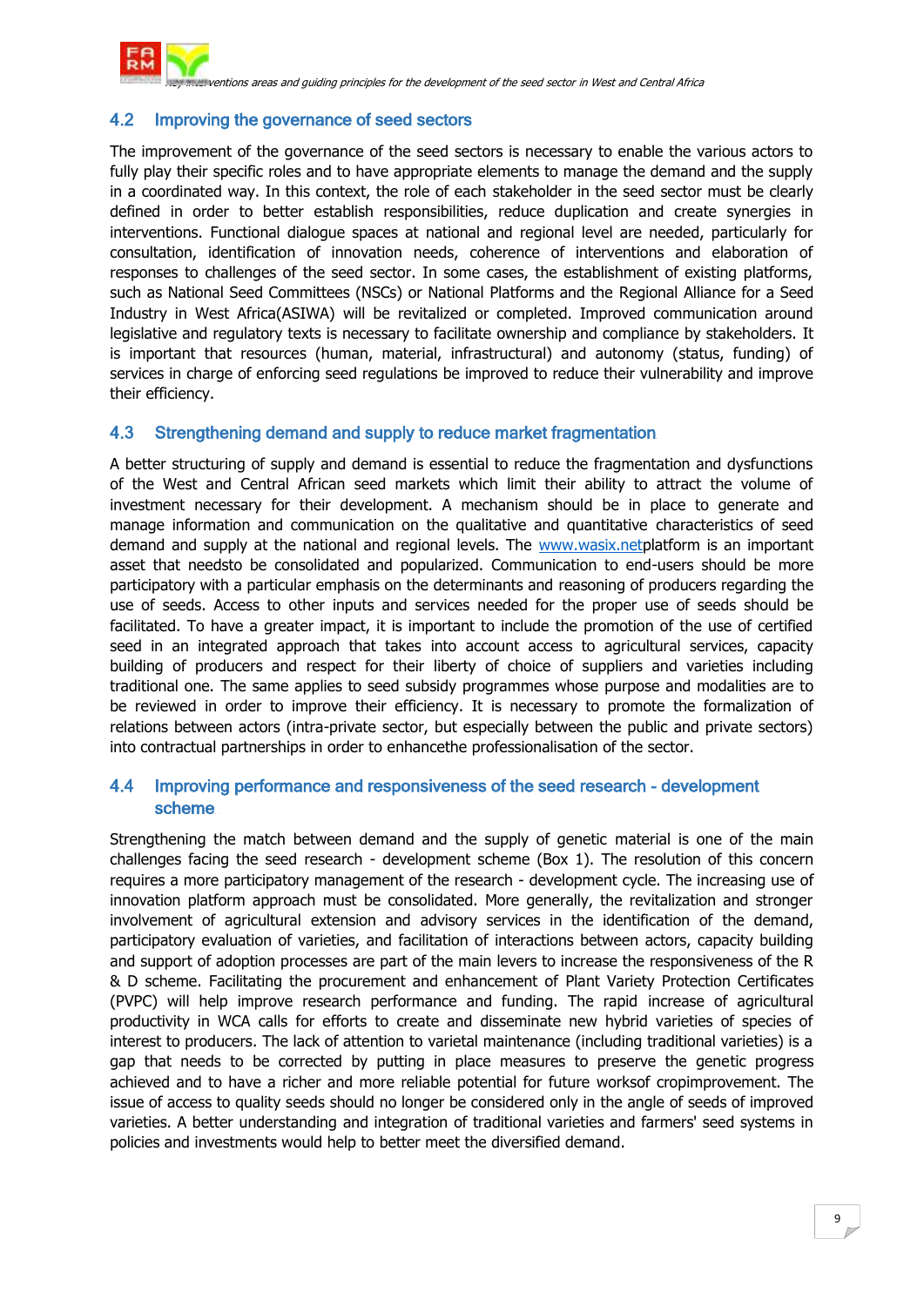## 4.2 Improving the governance of seed sectors

The improvement of the governance of the seed sectors is necessary to enable the various actors to fully play their specific roles and to have appropriate elements to manage the demand and the supply in a coordinated way. In this context, the role of each stakeholder in the seed sector must be clearly defined in order to better establish responsibilities, reduce duplication and create synergies in interventions. Functional dialogue spaces at national and regional level are needed, particularly for consultation, identification of innovation needs, coherence of interventions and elaboration of responses to challenges of the seed sector. In some cases, the establishment of existing platforms, such as National Seed Committees (NSCs) or National Platforms and the Regional Alliance for a Seed Industry in West Africa(ASIWA) will be revitalized or completed. Improved communication around legislative and regulatory texts is necessary to facilitate ownership and compliance by stakeholders. It is important that resources (human, material, infrastructural) and autonomy (status, funding) of services in charge of enforcing seed regulations be improved to reduce their vulnerability and improve their efficiency.

## 4.3 Strengthening demand and supply to reduce market fragmentation

A better structuring of supply and demand is essential to reduce the fragmentation and dysfunctions of the West and Central African seed markets which limit their ability to attract the volume of investment necessary for their development. A mechanism should be in place to generate and manage information and communication on the qualitative and quantitative characteristics of seed demand and supply at the national and regional levels. The [www.wasix.net](www.wasix.net)platform is an important asset that needsto be consolidated and popularized. Communication to end-users should be more participatory with a particular emphasis on the determinants and reasoning of producers regarding the use of seeds. Access to other inputs and services needed for the proper use of seeds should be facilitated. To have a greater impact, it is important to include the promotion of the use of certified seed in an integrated approach that takes into account access to agricultural services, capacity building of producers and respect for their liberty of choice of suppliers and varieties including traditional one. The same applies to seed subsidy programmes whose purpose and modalities are to be reviewed in order to improve their efficiency. It is necessary to promote the formalization of relations between actors (intra-private sector, but especially between the public and private sectors) into contractual partnerships in order to enhancethe professionalisation of the sector.

## 4.4 Improving performance and responsiveness of the seed research - development scheme

Strengthening the match between demand and the supply of genetic material is one of the main challenges facing the seed research - development scheme (Box 1). The resolution of this concern requires a more participatory management of the research - development cycle. The increasing use of innovation platform approach must be consolidated. More generally, the revitalization and stronger involvement of agricultural extension and advisory services in the identification of the demand, participatory evaluation of varieties, and facilitation of interactions between actors, capacity building and support of adoption processes are part of the main levers to increase the responsiveness of the R & D scheme. Facilitating the procurement and enhancement of Plant Variety Protection Certificates (PVPC) will help improve research performance and funding. The rapid increase of agricultural productivity in WCA calls for efforts to create and disseminate new hybrid varieties of species of interest to producers. The lack of attention to varietal maintenance (including traditional varieties) is a gap that needs to be corrected by putting in place measures to preserve the genetic progress achieved and to have a richer and more reliable potential for future worksof cropimprovement. The issue of access to quality seeds should no longer be considered only in the angle of seeds of improved varieties. A better understanding and integration of traditional varieties and farmers' seed systems in policies and investments would help to better meet the diversified demand.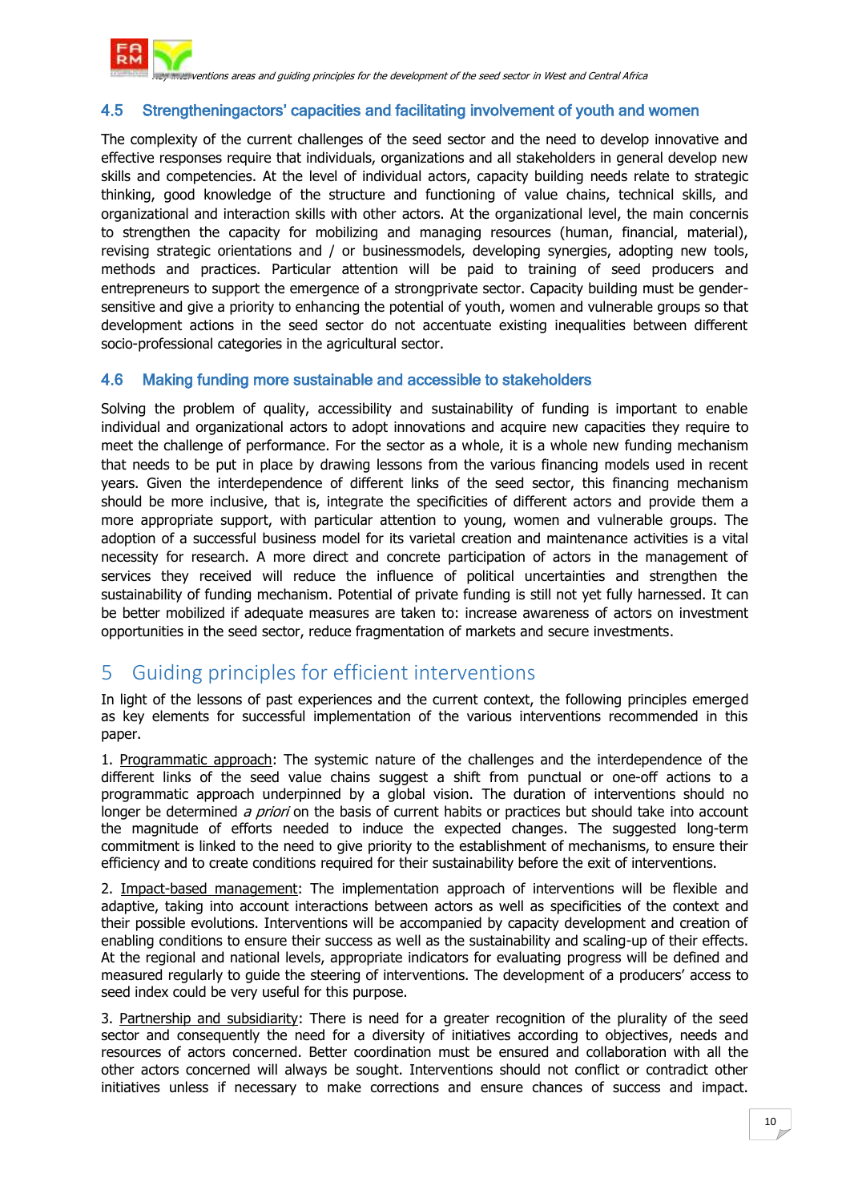### 4.5 Strengtheningactors' capacities and facilitating involvement of youth and women

The complexity of the current challenges of the seed sector and the need to develop innovative and effective responses require that individuals, organizations and all stakeholders in general develop new skills and competencies. At the level of individual actors, capacity building needs relate to strategic thinking, good knowledge of the structure and functioning of value chains, technical skills, and organizational and interaction skills with other actors. At the organizational level, the main concernis to strengthen the capacity for mobilizing and managing resources (human, financial, material), revising strategic orientations and / or businessmodels, developing synergies, adopting new tools, methods and practices. Particular attention will be paid to training of seed producers and entrepreneurs to support the emergence of a strongprivate sector. Capacity building must be gender-sensitive and give a priority to enhancing the potential of youth, women and vulnerable groups so that development actions in the seed sector do not accentuate existing inequalities between different socio-professional categories in the agricultural sector.

### 4.6 Making funding more sustainable and accessible to stakeholders

Solving the problem of quality, accessibility and sustainability of funding is important to enable individual and organizational actors to adopt innovations and acquire new capacities they require to meet the challenge of performance. For the sector as a whole, it is a whole new funding mechanism that needs to be put in place by drawing lessons from the various financing models used in recent years. Given the interdependence of different links of the seed sector, this financing mechanism should be more inclusive, that is, integrate the specificities of different actors and provide them a more appropriate support, with particular attention to young, women and vulnerable groups. The adoption of a successful business model for its varietal creation and maintenance activities is a vital necessity for research. A more direct and concrete participation of actors in the management of services they received will reduce the influence of political uncertainties and strengthen the sustainability of funding mechanism. Potential of private funding is still not yet fully harnessed. It can be better mobilized if adequate measures are taken to: increase awareness of actors on investment opportunities in the seed sector, reduce fragmentation of markets and secure investments.

## 5 Guiding principles for efficient interventions

In light of the lessons of past experiences and the current context, the following principles emerged as key elements for successful implementation of the various interventions recommended in this paper.

1. Programmatic approach: The systemic nature of the challenges and the interdependence of the different links of the seed value chains suggest a shift from punctual or one-off actions to a programmatic approach underpinned by a global vision. The duration of interventions should no longer be determined *a priori* on the basis of current habits or practices but should take into account the magnitude of efforts needed to induce the expected changes. The suggested long-term commitment is linked to the need to give priority to the establishment of mechanisms, to ensure their efficiency and to create conditions required for their sustainability before the exit of interventions.

2. Impact-based management: The implementation approach of interventions will be flexible and adaptive, taking into account interactions between actors as well as specificities of the context and their possible evolutions. Interventions will be accompanied by capacity development and creation of enabling conditions to ensure their success as well as the sustainability and scaling-up of their effects. At the regional and national levels, appropriate indicators for evaluating progress will be defined and measured regularly to guide the steering of interventions. The development of a producers' access to seed index could be very useful for this purpose.

3. Partnership and subsidiarity: There is need for a greater recognition of the plurality of the seed sector and consequently the need for a diversity of initiatives according to objectives, needs and resources of actors concerned. Better coordination must be ensured and collaboration with all the other actors concerned will always be sought. Interventions should not conflict or contradict other initiatives unless if necessary to make corrections and ensure chances of success and impact.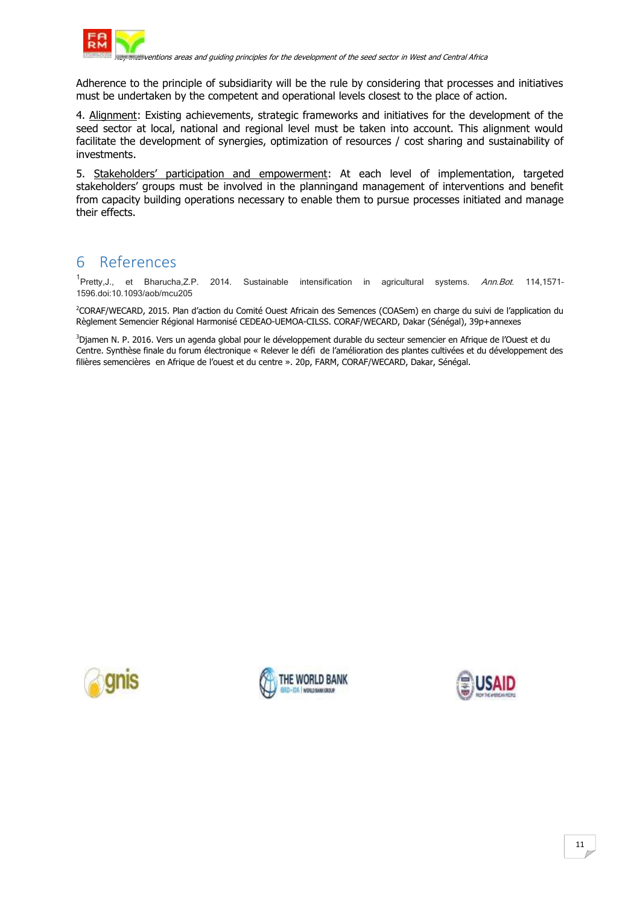Adherence to the principle of subsidiarity will be the rule by considering that processes and initiatives must be undertaken by the competent and operational levels closest to the place of action.

4. Alignment: Existing achievements, strategic frameworks and initiatives for the development of the seed sector at local, national and regional level must be taken into account. This alignment would facilitate the development of synergies, optimization of resources / cost sharing and sustainability of investments.

5. Stakeholders' participation and empowerment: At each level of implementation, targeted stakeholders' groups must be involved in the planningand management of interventions and benefit from capacity building operations necessary to enable them to pursue processes initiated and manage their effects.

# 6 References

[1]Pretty,J., et Bharucha,Z.P. 2014. Sustainable intensification in agricultural systems. *Ann.Bot.* 114,1571-1596.doi:10.1093/aob/mcu205

[2]CORAF/WECARD, 2015. Plan d'action du Comité Ouest Africain des Semences (COASem) en charge du suivi de l'application du Règlement Semencier Régional Harmonisé CEDEAO-UEMOA-CILSS. CORAF/WECARD, Dakar (Sénégal), 39p+annexes

[3]Djamen N. P. 2016. Vers un agenda global pour le développement durable du secteur semencier en Afrique de l'Ouest et du Centre. Synthèse finale du forum électronique « Relever le défi de l'amélioration des plantes cultivées et du développement des filières semencières en Afrique de l'ouest et du centre ». 20p, FARM, CORAF/WECARD, Dakar, Sénégal.